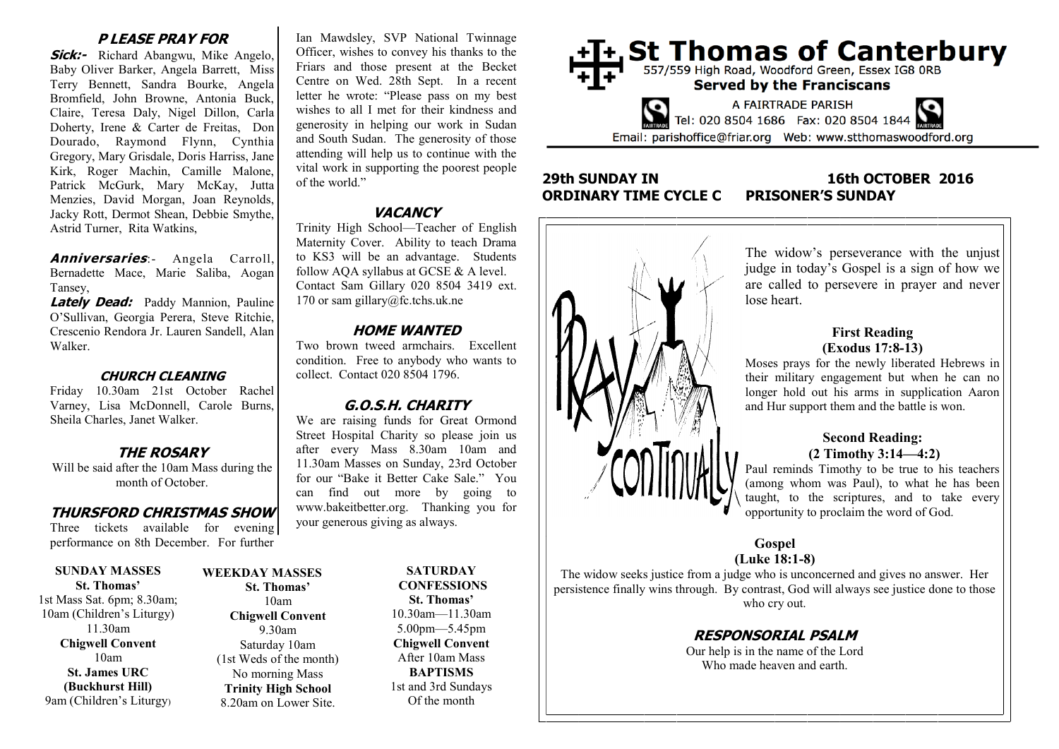## PLEASE PRAY FOR

**Sick:-** Richard Abangwu, Mike Angelo, Baby Oliver Barker, Angela Barrett, Miss Terry Bennett, Sandra Bourke, Angela Bromfield, John Browne, Antonia Buck, Claire, Teresa Daly, Nigel Dillon, Carla Doherty, Irene & Carter de Freitas, Don Dourado, Raymond Flynn, Cynthia Gregory, Mary Grisdale, Doris Harriss, Jane Kirk, Roger Machin, Camille Malone, Patrick McGurk, Mary McKay, Jutta Menzies, David Morgan, Joan Reynolds, Jacky Rott, Dermot Shean, Debbie Smythe, Astrid Turner, Rita Watkins,

**Anniversaries**:- Angela Carroll, Bernadette Mace, Marie Saliba, Aogan Tansey,

**Lately Dead:** Paddy Mannion, Pauline O'Sullivan, Georgia Perera, Steve Ritchie, Crescenio Rendora Jr. Lauren Sandell, Alan Walker.

## CHURCH CLEANING

Friday 10.30am 21st October Rachel Varney, Lisa McDonnell, Carole Burns, Sheila Charles, Janet Walker.

## THE ROSARY

Will be said after the 10am Mass during the month of October.

## THURSFORD CHRISTMAS SHOW

Three tickets available for evening performance on 8th December. For further

Ian Mawdsley, SVP National Twinnage Officer, wishes to convey his thanks to the Friars and those present at the Becket Centre on Wed. 28th Sept. In a recent letter he wrote: "Please pass on my best wishes to all I met for their kindness and generosity in helping our work in Sudan and South Sudan. The generosity of those attending will help us to continue with the vital work in supporting the poorest people of the world."

## VACANCY

Trinity High School—Teacher of English Maternity Cover. Ability to teach Drama to KS3 will be an advantage. Students follow AQA syllabus at GCSE & A level. Contact Sam Gillary 020 8504 3419 ext. 170 or sam gillary@fc.tchs.uk.ne

## HOME WANTED

Two brown tweed armchairs. Excellent condition. Free to anybody who wants to collect. Contact 020 8504 1796.

## G.O.S.H. CHARITY

We are raising funds for Great Ormond Street Hospital Charity so please join us after every Mass 8.30am 10am and 11.30am Masses on Sunday, 23rd October for our "Bake it Better Cake Sale." You can find out more by going to www.bakeitbetter.org. Thanking you for your generous giving as always.

**SUNDAY MASSES**
**St. Thomas'**
1st Mass Sat. 6pm; 8.30am;
10am (Children's Liturgy)
11.30am
**Chigwell Convent**
10am
**St. James URC (Buckhurst Hill)**
9am (Children's Liturgy)

**WEEKDAY MASSES**
**St. Thomas'**
10am
**Chigwell Convent**
9.30am
Saturday 10am
(1st Weds of the month)
No morning Mass
**Trinity High School**
8.20am on Lower Site.

**SATURDAY CONFESSIONS**
**St. Thomas'**
10.30am—11.30am
5.00pm—5.45pm
**Chigwell Convent**
After 10am Mass
**BAPTISMS**
1st and 3rd Sundays
Of the month

# St Thomas of Canterbury

557/559 High Road, Woodford Green, Essex IG8 0RB

**Served by the Franciscans**

A FAIRTRADE PARISH

Tel: 020 8504 1686 Fax: 020 8504 1844

Email: parishoffice@friar.org Web: www.stthomaswoodford.org

**29th SUNDAY IN ORDINARY TIME CYCLE C**

**16th OCTOBER 2016**
**PRISONER'S SUNDAY**

PRAY CONTINUALLY

The widow's perseverance with the unjust judge in today's Gospel is a sign of how we are called to persevere in prayer and never lose heart.

### First Reading (Exodus 17:8-13)

Moses prays for the newly liberated Hebrews in their military engagement but when he can no longer hold out his arms in supplication Aaron and Hur support them and the battle is won.

### Second Reading: (2 Timothy 3:14—4:2)

Paul reminds Timothy to be true to his teachers (among whom was Paul), to what he has been taught, to the scriptures, and to take every opportunity to proclaim the word of God.

### Gospel (Luke 18:1-8)

The widow seeks justice from a judge who is unconcerned and gives no answer. Her persistence finally wins through. By contrast, God will always see justice done to those who cry out.

## RESPONSORIAL PSALM

Our help is in the name of the Lord
Who made heaven and earth.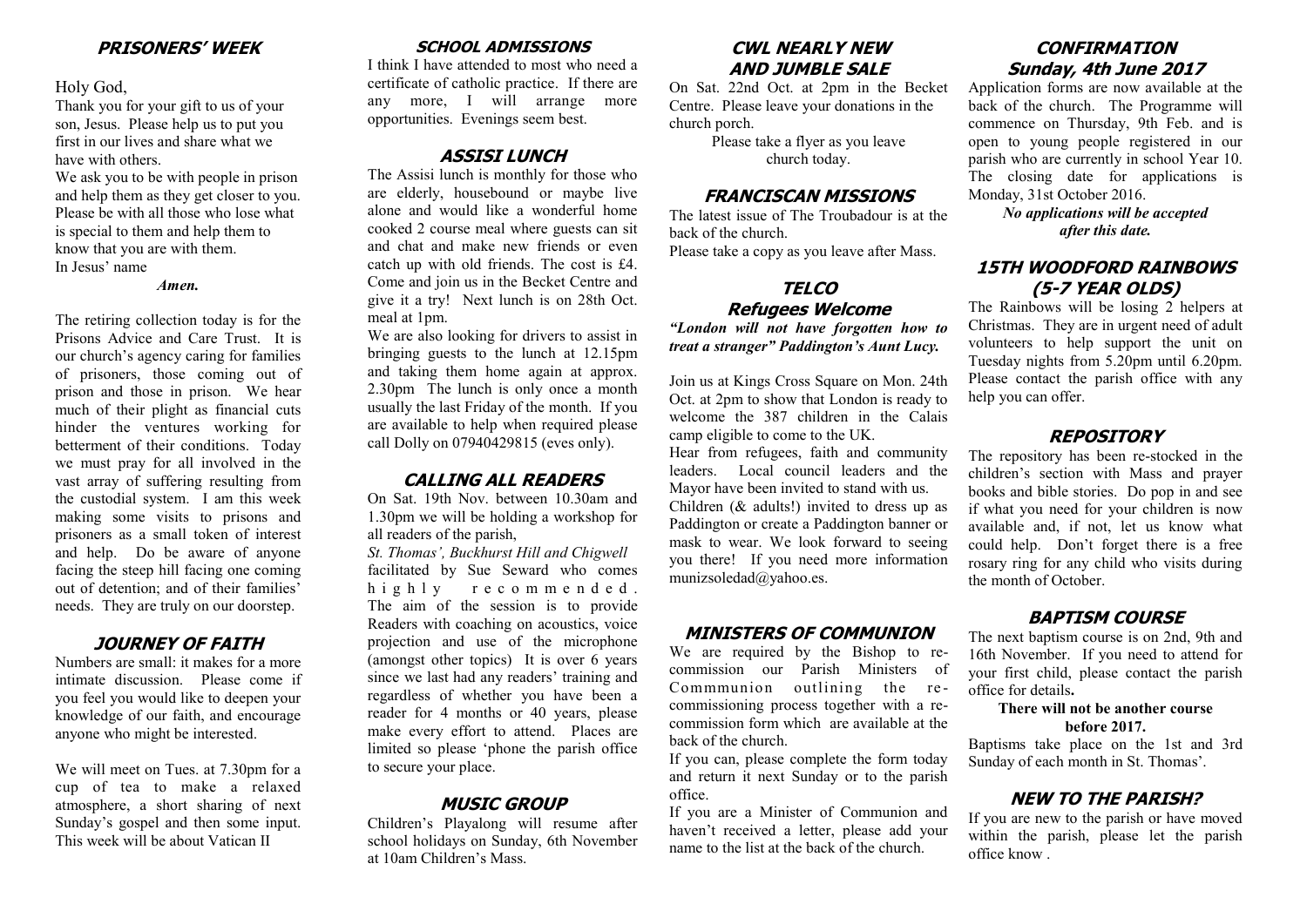## PRISONERS' WEEK

Holy God,

Thank you for your gift to us of your son, Jesus. Please help us to put you first in our lives and share what we have with others.

We ask you to be with people in prison and help them as they get closer to you. Please be with all those who lose what is special to them and help them to know that you are with them.

In Jesus' name

*Amen.*

The retiring collection today is for the Prisons Advice and Care Trust. It is our church's agency caring for families of prisoners, those coming out of prison and those in prison. We hear much of their plight as financial cuts hinder the ventures working for betterment of their conditions. Today we must pray for all involved in the vast array of suffering resulting from the custodial system. I am this week making some visits to prisons and prisoners as a small token of interest and help. Do be aware of anyone facing the steep hill facing one coming out of detention; and of their families' needs. They are truly on our doorstep.

## JOURNEY OF FAITH

Numbers are small: it makes for a more intimate discussion. Please come if you feel you would like to deepen your knowledge of our faith, and encourage anyone who might be interested.

We will meet on Tues. at 7.30pm for a cup of tea to make a relaxed atmosphere, a short sharing of next Sunday's gospel and then some input. This week will be about Vatican II

## SCHOOL ADMISSIONS

I think I have attended to most who need a certificate of catholic practice. If there are any more, I will arrange more opportunities. Evenings seem best.

## ASSISI LUNCH

The Assisi lunch is monthly for those who are elderly, housebound or maybe live alone and would like a wonderful home cooked 2 course meal where guests can sit and chat and make new friends or even catch up with old friends. The cost is £4. Come and join us in the Becket Centre and give it a try! Next lunch is on 28th Oct. meal at 1pm.

We are also looking for drivers to assist in bringing guests to the lunch at 12.15pm and taking them home again at approx. 2.30pm The lunch is only once a month usually the last Friday of the month. If you are available to help when required please call Dolly on 07940429815 (eves only).

## CALLING ALL READERS

On Sat. 19th Nov. between 10.30am and 1.30pm we will be holding a workshop for all readers of the parish,

*St. Thomas', Buckhurst Hill and Chigwell*

facilitated by Sue Seward who comes highly recommended. The aim of the session is to provide Readers with coaching on acoustics, voice projection and use of the microphone (amongst other topics) It is over 6 years since we last had any readers' training and regardless of whether you have been a reader for 4 months or 40 years, please make every effort to attend. Places are limited so please 'phone the parish office to secure your place.

## MUSIC GROUP

Children's Playalong will resume after school holidays on Sunday, 6th November at 10am Children's Mass.

## CWL NEARLY NEW AND JUMBLE SALE

On Sat. 22nd Oct. at 2pm in the Becket Centre. Please leave your donations in the church porch.

Please take a flyer as you leave church today.

## FRANCISCAN MISSIONS

The latest issue of The Troubadour is at the back of the church.

Please take a copy as you leave after Mass.

## TELCO
## Refugees Welcome

*"London will not have forgotten how to treat a stranger" Paddington's Aunt Lucy.*

Join us at Kings Cross Square on Mon. 24th Oct. at 2pm to show that London is ready to welcome the 387 children in the Calais camp eligible to come to the UK.

Hear from refugees, faith and community leaders. Local council leaders and the Mayor have been invited to stand with us.

Children (& adults!) invited to dress up as Paddington or create a Paddington banner or mask to wear. We look forward to seeing you there! If you need more information munizsoledad@yahoo.es.

## MINISTERS OF COMMUNION

We are required by the Bishop to re-commission our Parish Ministers of Commmunion outlining the re-commissioning process together with a re-commission form which are available at the back of the church.

If you can, please complete the form today and return it next Sunday or to the parish office.

If you are a Minister of Communion and haven't received a letter, please add your name to the list at the back of the church.

## CONFIRMATION
## Sunday, 4th June 2017

Application forms are now available at the back of the church. The Programme will commence on Thursday, 9th Feb. and is open to young people registered in our parish who are currently in school Year 10. The closing date for applications is Monday, 31st October 2016.

***No applications will be accepted after this date.***

## 15TH WOODFORD RAINBOWS (5-7 YEAR OLDS)

The Rainbows will be losing 2 helpers at Christmas. They are in urgent need of adult volunteers to help support the unit on Tuesday nights from 5.20pm until 6.20pm. Please contact the parish office with any help you can offer.

## REPOSITORY

The repository has been re-stocked in the children's section with Mass and prayer books and bible stories. Do pop in and see if what you need for your children is now available and, if not, let us know what could help. Don't forget there is a free rosary ring for any child who visits during the month of October.

## BAPTISM COURSE

The next baptism course is on 2nd, 9th and 16th November. If you need to attend for your first child, please contact the parish office for details**.**

**There will not be another course before 2017.**

Baptisms take place on the 1st and 3rd Sunday of each month in St. Thomas'.

## NEW TO THE PARISH?

If you are new to the parish or have moved within the parish, please let the parish office know .